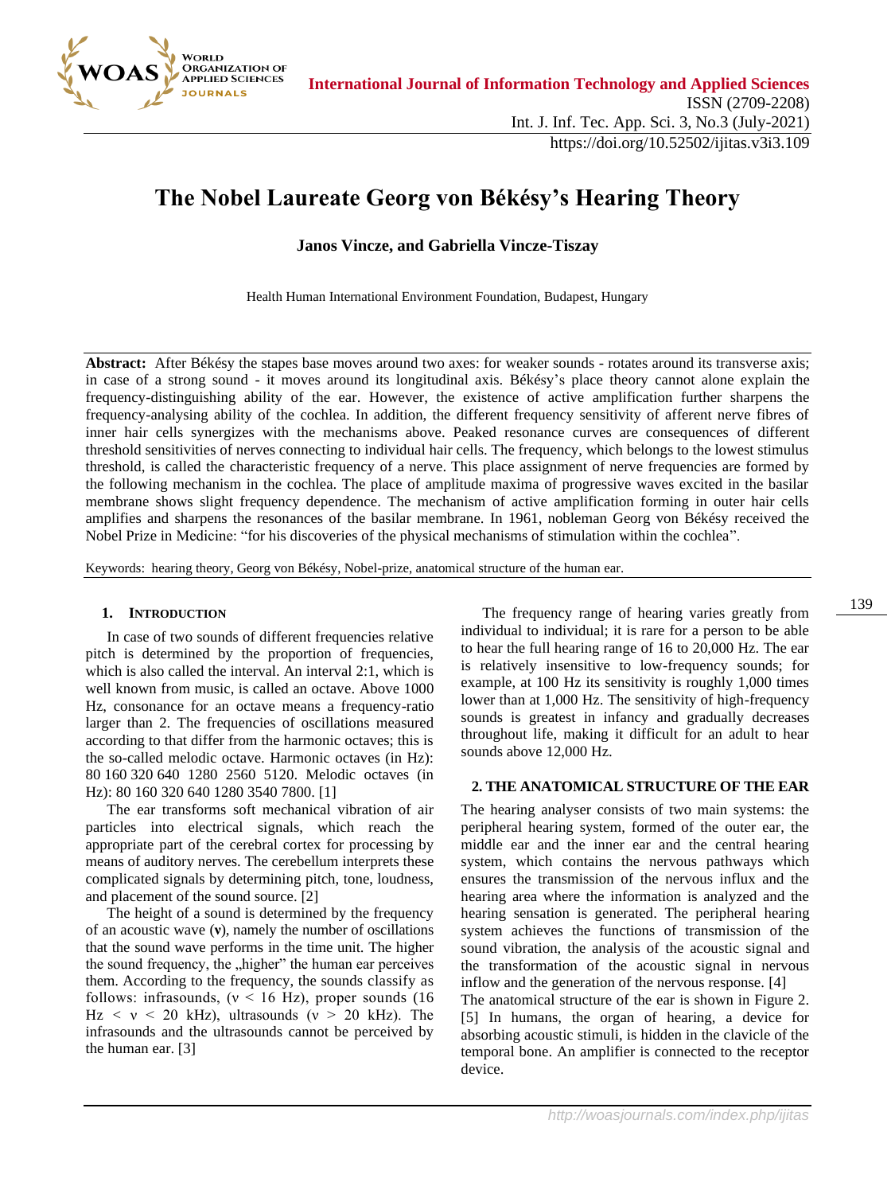# The Nobel Laureate Georg von Békésy's Hearing Theory

**Janos Vincze, and Gabriella Vincze-Tiszay**

Health Human International Environment Foundation, Budapest, Hungary

**Abstract:** After Békésy the stapes base moves around two axes: for weaker sounds - rotates around its transverse axis; in case of a strong sound - it moves around its longitudinal axis. Békésy's place theory cannot alone explain the frequency-distinguishing ability of the ear. However, the existence of active amplification further sharpens the frequency-analysing ability of the cochlea. In addition, the different frequency sensitivity of afferent nerve fibres of inner hair cells synergizes with the mechanisms above. Peaked resonance curves are consequences of different threshold sensitivities of nerves connecting to individual hair cells. The frequency, which belongs to the lowest stimulus threshold, is called the characteristic frequency of a nerve. This place assignment of nerve frequencies are formed by the following mechanism in the cochlea. The place of amplitude maxima of progressive waves excited in the basilar membrane shows slight frequency dependence. The mechanism of active amplification forming in outer hair cells amplifies and sharpens the resonances of the basilar membrane. In 1961, nobleman Georg von Békésy received the Nobel Prize in Medicine: "for his discoveries of the physical mechanisms of stimulation within the cochlea".

Keywords: hearing theory, Georg von Békésy, Nobel-prize, anatomical structure of the human ear.

## 1. Introduction

In case of two sounds of different frequencies relative pitch is determined by the proportion of frequencies, which is also called the interval. An interval 2:1, which is well known from music, is called an octave. Above 1000 Hz, consonance for an octave means a frequency-ratio larger than 2. The frequencies of oscillations measured according to that differ from the harmonic octaves; this is the so-called melodic octave. Harmonic octaves (in Hz): 80 160 320 640 1280 2560 5120. Melodic octaves (in Hz): 80 160 320 640 1280 3540 7800. [1]

The ear transforms soft mechanical vibration of air particles into electrical signals, which reach the appropriate part of the cerebral cortex for processing by means of auditory nerves. The cerebellum interprets these complicated signals by determining pitch, tone, loudness, and placement of the sound source. [2]

The height of a sound is determined by the frequency of an acoustic wave (**ν**), namely the number of oscillations that the sound wave performs in the time unit. The higher the sound frequency, the „higher" the human ear perceives them. According to the frequency, the sounds classify as follows: infrasounds, ($\nu < 16$ Hz), proper sounds ($16 \text{ Hz} < \nu < 20$ kHz), ultrasounds ($\nu > 20$ kHz). The infrasounds and the ultrasounds cannot be perceived by the human ear. [3]

The frequency range of hearing varies greatly from individual to individual; it is rare for a person to be able to hear the full hearing range of 16 to 20,000 Hz. The ear is relatively insensitive to low-frequency sounds; for example, at 100 Hz its sensitivity is roughly 1,000 times lower than at 1,000 Hz. The sensitivity of high-frequency sounds is greatest in infancy and gradually decreases throughout life, making it difficult for an adult to hear sounds above 12,000 Hz.

## 2. The Anatomical Structure of the Ear

The hearing analyser consists of two main systems: the peripheral hearing system, formed of the outer ear, the middle ear and the inner ear and the central hearing system, which contains the nervous pathways which ensures the transmission of the nervous influx and the hearing area where the information is analyzed and the hearing sensation is generated. The peripheral hearing system achieves the functions of transmission of the sound vibration, the analysis of the acoustic signal and the transformation of the acoustic signal in nervous inflow and the generation of the nervous response. [4]

The anatomical structure of the ear is shown in Figure 2. [5] In humans, the organ of hearing, a device for absorbing acoustic stimuli, is hidden in the clavicle of the temporal bone. An amplifier is connected to the receptor device.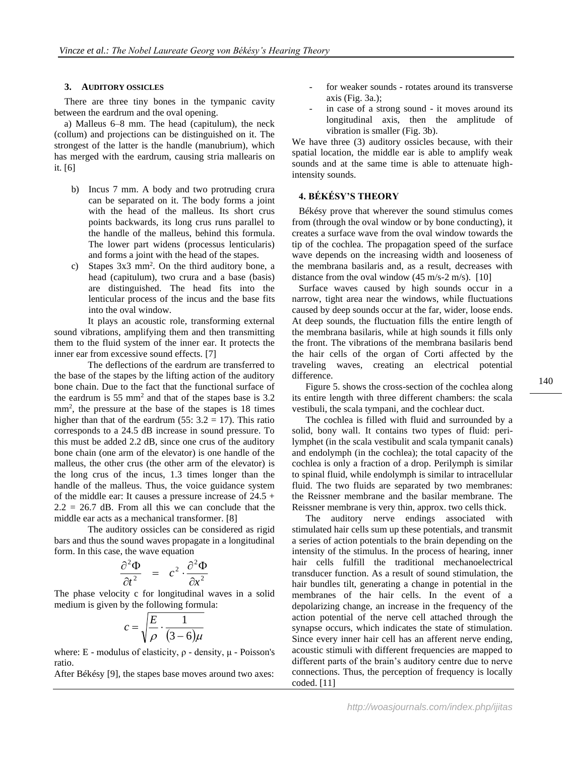## 3. AUDITORY OSSICLES

There are three tiny bones in the tympanic cavity between the eardrum and the oval opening.

a) Malleus 6–8 mm. The head (capitulum), the neck (collum) and projections can be distinguished on it. The strongest of the latter is the handle (manubrium), which has merged with the eardrum, causing stria mallearis on it. [6]

b) Incus 7 mm. A body and two protruding crura can be separated on it. The body forms a joint with the head of the malleus. Its short crus points backwards, its long crus runs parallel to the handle of the malleus, behind this formula. The lower part widens (processus lenticularis) and forms a joint with the head of the stapes.

c) Stapes 3x3 mm$^2$. On the third auditory bone, a head (capitulum), two crura and a base (basis) are distinguished. The head fits into the lenticular process of the incus and the base fits into the oval window.

It plays an acoustic role, transforming external sound vibrations, amplifying them and then transmitting them to the fluid system of the inner ear. It protects the inner ear from excessive sound effects. [7]

The deflections of the eardrum are transferred to the base of the stapes by the lifting action of the auditory bone chain. Due to the fact that the functional surface of the eardrum is 55 mm$^2$ and that of the stapes base is 3.2 mm$^2$, the pressure at the base of the stapes is 18 times higher than that of the eardrum (55: 3.2 = 17). This ratio corresponds to a 24.5 dB increase in sound pressure. To this must be added 2.2 dB, since one crus of the auditory bone chain (one arm of the elevator) is one handle of the malleus, the other crus (the other arm of the elevator) is the long crus of the incus, 1.3 times longer than the handle of the malleus. Thus, the voice guidance system of the middle ear: It causes a pressure increase of 24.5 + 2.2 = 26.7 dB. From all this we can conclude that the middle ear acts as a mechanical transformer. [8]

The auditory ossicles can be considered as rigid bars and thus the sound waves propagate in a longitudinal form. In this case, the wave equation

$$\frac{\partial^2 \Phi}{\partial t^2} = c^2 \cdot \frac{\partial^2 \Phi}{\partial x^2}$$

The phase velocity c for longitudinal waves in a solid medium is given by the following formula:

$$c = \sqrt{\frac{E}{\rho} \cdot \frac{1}{(3-6)\mu}}$$

where: E - modulus of elasticity, ρ - density, μ - Poisson's ratio.

After Békésy [9], the stapes base moves around two axes:

- for weaker sounds - rotates around its transverse axis (Fig. 3a.);
- in case of a strong sound - it moves around its longitudinal axis, then the amplitude of vibration is smaller (Fig. 3b).

We have three (3) auditory ossicles because, with their spatial location, the middle ear is able to amplify weak sounds and at the same time is able to attenuate high-intensity sounds.

## 4. BÉKÉSY'S THEORY

Békésy prove that wherever the sound stimulus comes from (through the oval window or by bone conducting), it creates a surface wave from the oval window towards the tip of the cochlea. The propagation speed of the surface wave depends on the increasing width and looseness of the membrana basilaris and, as a result, decreases with distance from the oval window (45 m/s-2 m/s). [10]

Surface waves caused by high sounds occur in a narrow, tight area near the windows, while fluctuations caused by deep sounds occur at the far, wider, loose ends. At deep sounds, the fluctuation fills the entire length of the membrana basilaris, while at high sounds it fills only the front. The vibrations of the membrana basilaris bend the hair cells of the organ of Corti affected by the traveling waves, creating an electrical potential difference.

Figure 5. shows the cross-section of the cochlea along its entire length with three different chambers: the scala vestibuli, the scala tympani, and the cochlear duct.

The cochlea is filled with fluid and surrounded by a solid, bony wall. It contains two types of fluid: perilymphet (in the scala vestibulit and scala tympanit canals) and endolymph (in the cochlea); the total capacity of the cochlea is only a fraction of a drop. Perilymph is similar to spinal fluid, while endolymph is similar to intracellular fluid. The two fluids are separated by two membranes: the Reissner membrane and the basilar membrane. The Reissner membrane is very thin, approx. two cells thick.

The auditory nerve endings associated with stimulated hair cells sum up these potentials, and transmit a series of action potentials to the brain depending on the intensity of the stimulus. In the process of hearing, inner hair cells fulfill the traditional mechanoelectrical transducer function. As a result of sound stimulation, the hair bundles tilt, generating a change in potential in the membranes of the hair cells. In the event of a depolarizing change, an increase in the frequency of the action potential of the nerve cell attached through the synapse occurs, which indicates the state of stimulation. Since every inner hair cell has an afferent nerve ending, acoustic stimuli with different frequencies are mapped to different parts of the brain's auditory centre due to nerve connections. Thus, the perception of frequency is locally coded. [11]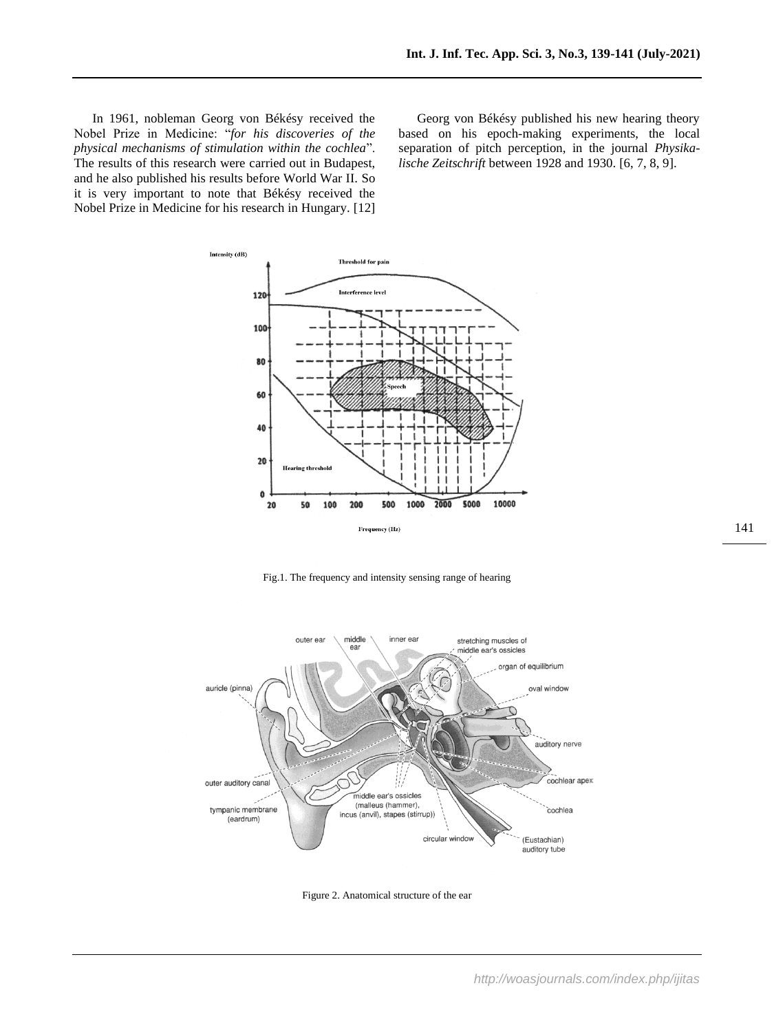In 1961, nobleman Georg von Békésy received the Nobel Prize in Medicine: "*for his discoveries of the physical mechanisms of stimulation within the cochlea*". The results of this research were carried out in Budapest, and he also published his results before World War II. So it is very important to note that Békésy received the Nobel Prize in Medicine for his research in Hungary. [12]

Georg von Békésy published his new hearing theory based on his epoch-making experiments, the local separation of pitch perception, in the journal *Physikalische Zeitschrift* between 1928 and 1930. [6, 7, 8, 9].

Fig.1. The frequency and intensity sensing range of hearing

Figure 2. Anatomical structure of the ear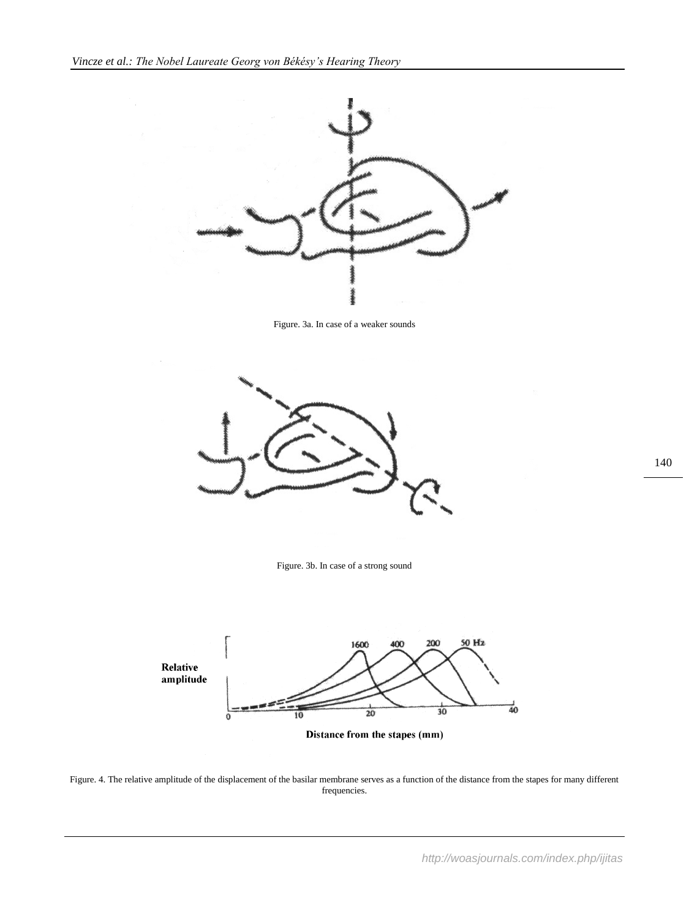Figure. 3a. In case of a weaker sounds

Figure. 3b. In case of a strong sound

Figure. 4. The relative amplitude of the displacement of the basilar membrane serves as a function of the distance from the stapes for many different frequencies.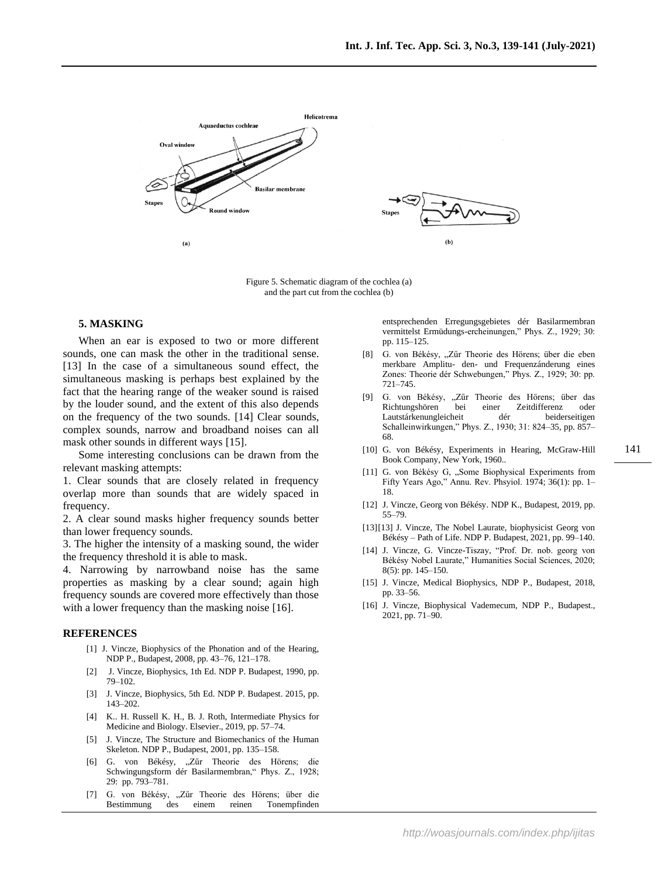Helicotrema

Aquaeductus cochleae

Oval window

Basilar membrane

Stapes

Round window

(a)

Stapes

(b)

Figure 5. Schematic diagram of the cochlea (a) and the part cut from the cochlea (b)

### 5. MASKING

When an ear is exposed to two or more different sounds, one can mask the other in the traditional sense. [13] In the case of a simultaneous sound effect, the simultaneous masking is perhaps best explained by the fact that the hearing range of the weaker sound is raised by the louder sound, and the extent of this also depends on the frequency of the two sounds. [14] Clear sounds, complex sounds, narrow and broadband noises can all mask other sounds in different ways [15].

Some interesting conclusions can be drawn from the relevant masking attempts:

1. Clear sounds that are closely related in frequency overlap more than sounds that are widely spaced in frequency.
2. A clear sound masks higher frequency sounds better than lower frequency sounds.
3. The higher the intensity of a masking sound, the wider the frequency threshold it is able to mask.
4. Narrowing by narrowband noise has the same properties as masking by a clear sound; again high frequency sounds are covered more effectively than those with a lower frequency than the masking noise [16].

### REFERENCES

[1] J. Vincze, Biophysics of the Phonation and of the Hearing, NDP P., Budapest, 2008, pp. 43–76, 121–178.

[2] J. Vincze, Biophysics, 1th Ed. NDP P. Budapest, 1990, pp. 79–102.

[3] J. Vincze, Biophysics, 5th Ed. NDP P. Budapest. 2015, pp. 143–202.

[4] K.. H. Russell K. H., B. J. Roth, Intermediate Physics for Medicine and Biology. Elsevier., 2019, pp. 57–74.

[5] J. Vincze, The Structure and Biomechanics of the Human Skeleton. NDP P., Budapest, 2001, pp. 135–158.

[6] G. von Békésy, „Zűr Theorie des Hörens; die Schwingungsform dér Basilarmembran,“ Phys. Z., 1928; 29: pp. 793–781.

[7] G. von Békésy, „Zűr Theorie des Hörens; über die Bestimmung des einem reinen Tonempfinden entsprechenden Erregungsgebietes dér Basilarmembran vermittelst Ermüdungs-ercheinungen," Phys. Z., 1929; 30: pp. 115–125.

[8] G. von Békésy, „Zűr Theorie des Hörens; über die eben merkbare Amplitu- den- und Frequenzánderung eines Zones: Theorie dér Schwebungen," Phys. Z., 1929; 30: pp. 721–745.

[9] G. von Békésy, „Zűr Theorie des Hörens; über das Richtungshören bei einer Zeitdifferenz oder Lautstárkenungleicheit dér beiderseitigen Schalleinwirkungen," Phys. Z., 1930; 31: 824–35, pp. 857–68.

[10] G. von Békésy, Experiments in Hearing, McGraw-Hill Book Company, New York, 1960..

[11] G. von Békésy G, „Some Biophysical Experiments from Fifty Years Ago," Annu. Rev. Phsyiol. 1974; 36(1): pp. 1–18.

[12] J. Vincze, Georg von Békésy. NDP K., Budapest, 2019, pp. 55–79.

[13][13] J. Vincze, The Nobel Laurate, biophysicist Georg von Békésy – Path of Life. NDP P. Budapest, 2021, pp. 99–140.

[14] J. Vincze, G. Vincze-Tiszay, "Prof. Dr. nob. georg von Békésy Nobel Laurate," Humanities Social Sciences, 2020; 8(5): pp. 145–150.

[15] J. Vincze, Medical Biophysics, NDP P., Budapest, 2018, pp. 33–56.

[16] J. Vincze, Biophysical Vademecum, NDP P., Budapest., 2021, pp. 71–90.